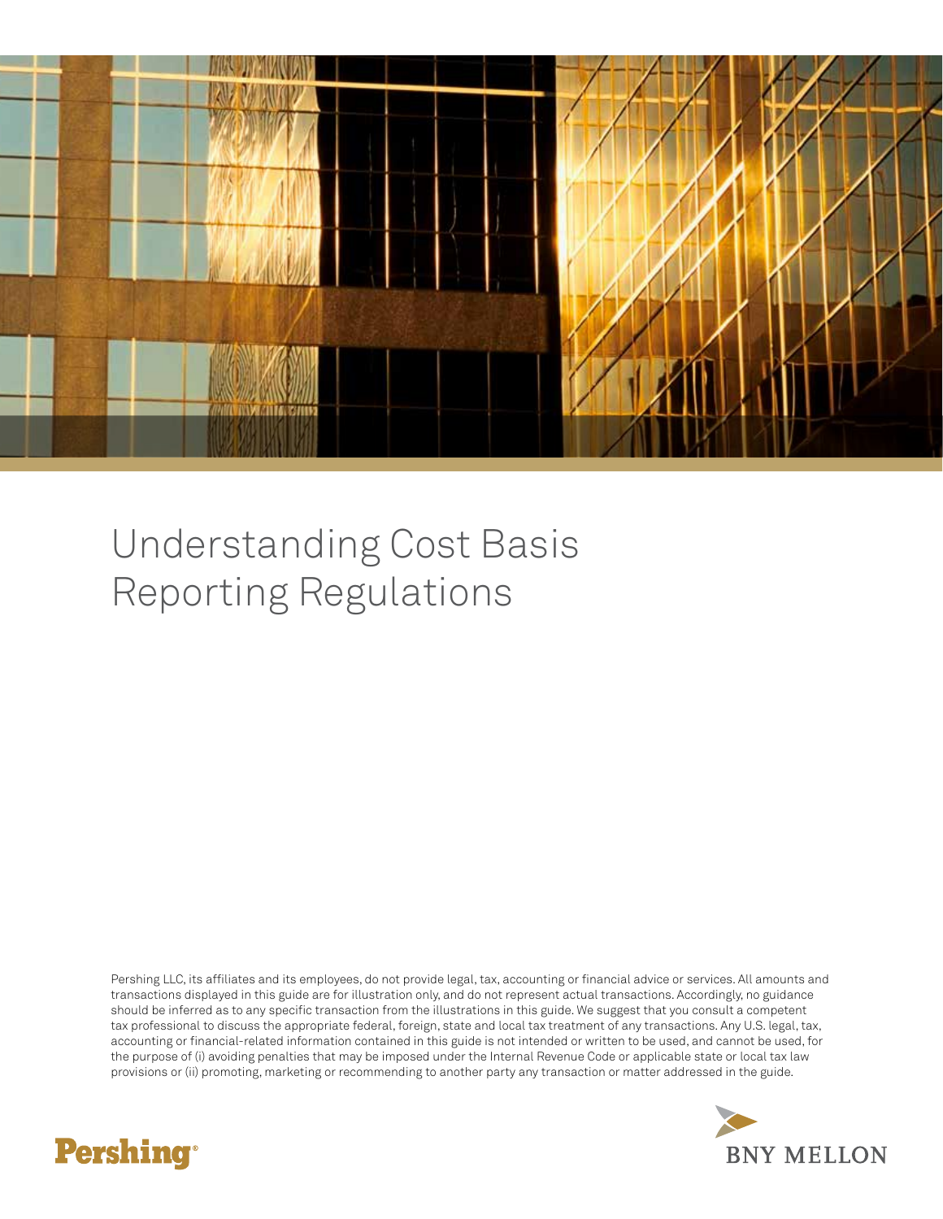# Understanding Cost Basis Reporting Regulations

Pershing LLC, its affiliates and its employees, do not provide legal, tax, accounting or financial advice or services. All amounts and transactions displayed in this guide are for illustration only, and do not represent actual transactions. Accordingly, no guidance should be inferred as to any specific transaction from the illustrations in this guide. We suggest that you consult a competent tax professional to discuss the appropriate federal, foreign, state and local tax treatment of any transactions. Any U.S. legal, tax, accounting or financial-related information contained in this guide is not intended or written to be used, and cannot be used, for the purpose of (i) avoiding penalties that may be imposed under the Internal Revenue Code or applicable state or local tax law provisions or (ii) promoting, marketing or recommending to another party any transaction or matter addressed in the guide.

Pershing®

BNY MELLON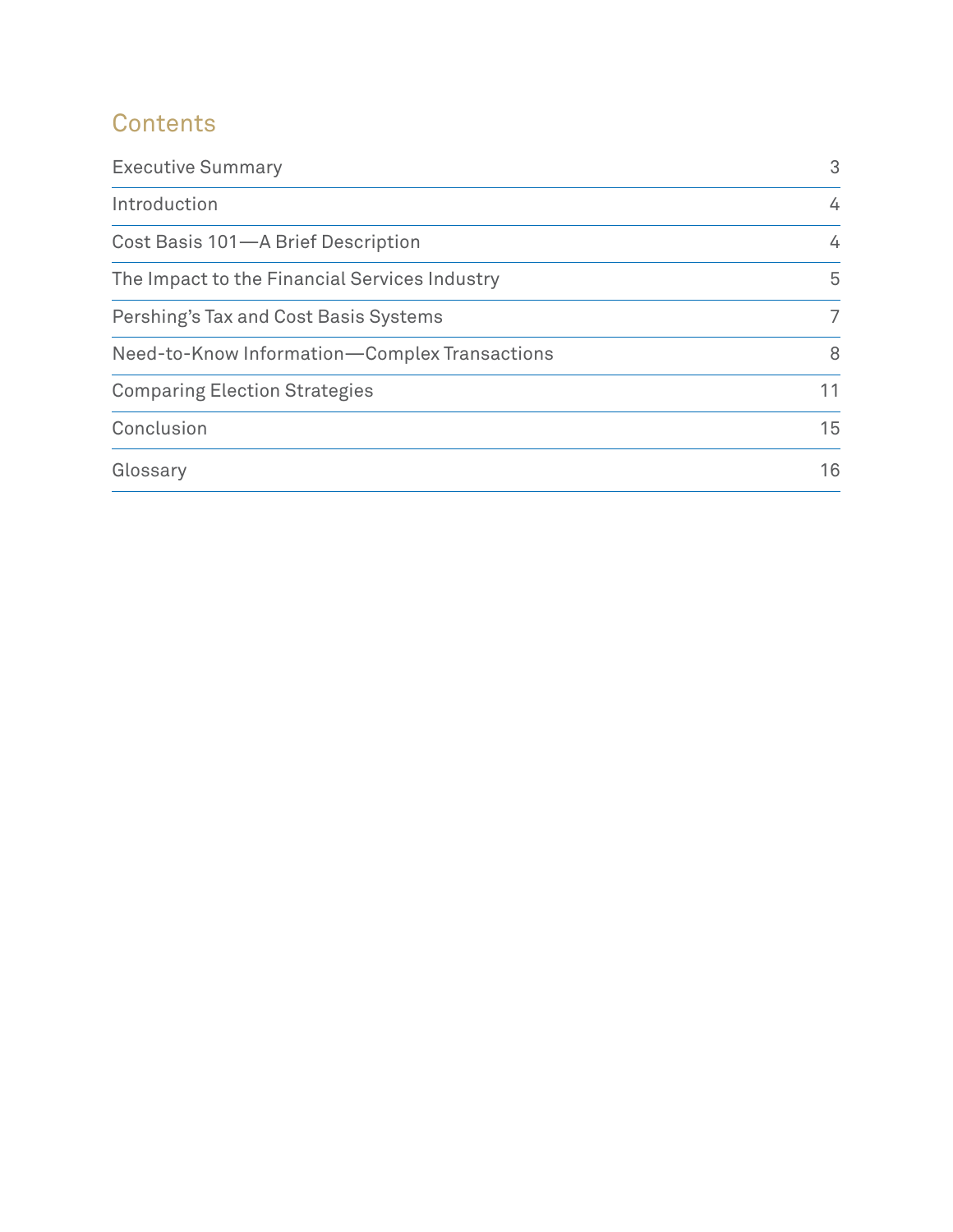## Contents

| | |
|---|---|
| Executive Summary | 3 |
| Introduction | 4 |
| Cost Basis 101—A Brief Description | 4 |
| The Impact to the Financial Services Industry | 5 |
| Pershing's Tax and Cost Basis Systems | 7 |
| Need-to-Know Information—Complex Transactions | 8 |
| Comparing Election Strategies | 11 |
| Conclusion | 15 |
| Glossary | 16 |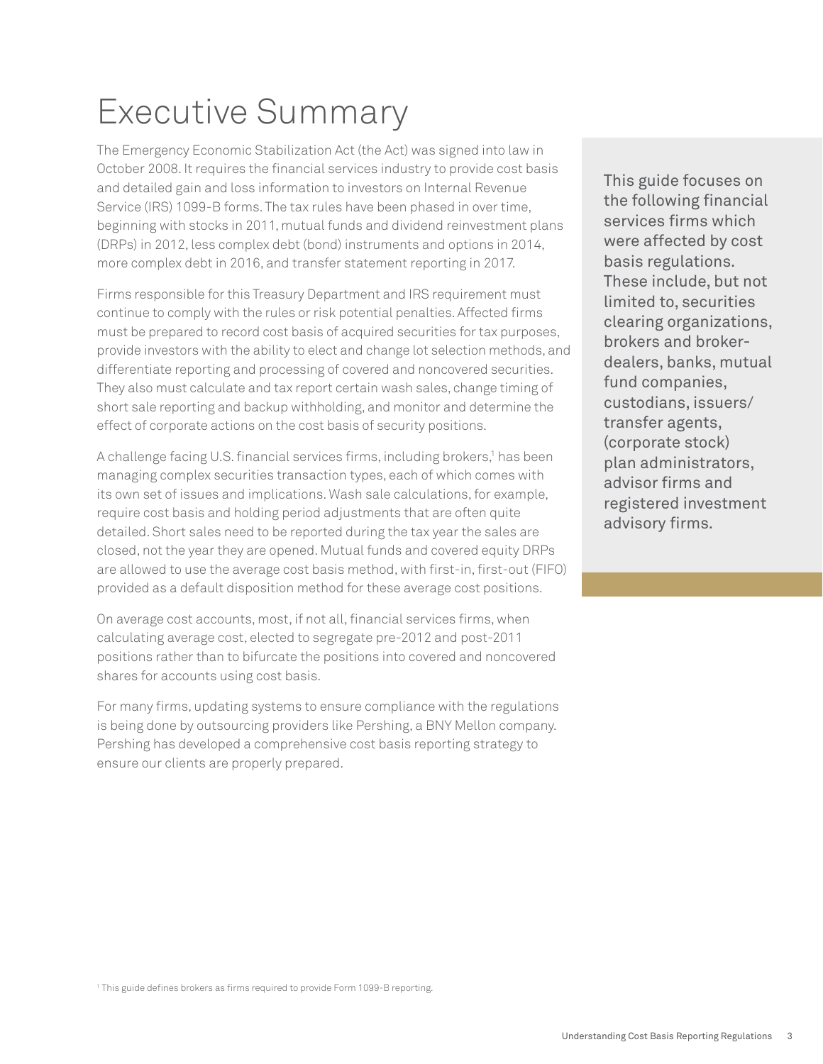# Executive Summary

The Emergency Economic Stabilization Act (the Act) was signed into law in October 2008. It requires the financial services industry to provide cost basis and detailed gain and loss information to investors on Internal Revenue Service (IRS) 1099-B forms. The tax rules have been phased in over time, beginning with stocks in 2011, mutual funds and dividend reinvestment plans (DRPs) in 2012, less complex debt (bond) instruments and options in 2014, more complex debt in 2016, and transfer statement reporting in 2017.

Firms responsible for this Treasury Department and IRS requirement must continue to comply with the rules or risk potential penalties. Affected firms must be prepared to record cost basis of acquired securities for tax purposes, provide investors with the ability to elect and change lot selection methods, and differentiate reporting and processing of covered and noncovered securities. They also must calculate and tax report certain wash sales, change timing of short sale reporting and backup withholding, and monitor and determine the effect of corporate actions on the cost basis of security positions.

A challenge facing U.S. financial services firms, including brokers,[1] has been managing complex securities transaction types, each of which comes with its own set of issues and implications. Wash sale calculations, for example, require cost basis and holding period adjustments that are often quite detailed. Short sales need to be reported during the tax year the sales are closed, not the year they are opened. Mutual funds and covered equity DRPs are allowed to use the average cost basis method, with first-in, first-out (FIFO) provided as a default disposition method for these average cost positions.

On average cost accounts, most, if not all, financial services firms, when calculating average cost, elected to segregate pre-2012 and post-2011 positions rather than to bifurcate the positions into covered and noncovered shares for accounts using cost basis.

For many firms, updating systems to ensure compliance with the regulations is being done by outsourcing providers like Pershing, a BNY Mellon company. Pershing has developed a comprehensive cost basis reporting strategy to ensure our clients are properly prepared.

This guide focuses on the following financial services firms which were affected by cost basis regulations. These include, but not limited to, securities clearing organizations, brokers and broker-dealers, banks, mutual fund companies, custodians, issuers/transfer agents, (corporate stock) plan administrators, advisor firms and registered investment advisory firms.

[1] This guide defines brokers as firms required to provide Form 1099-B reporting.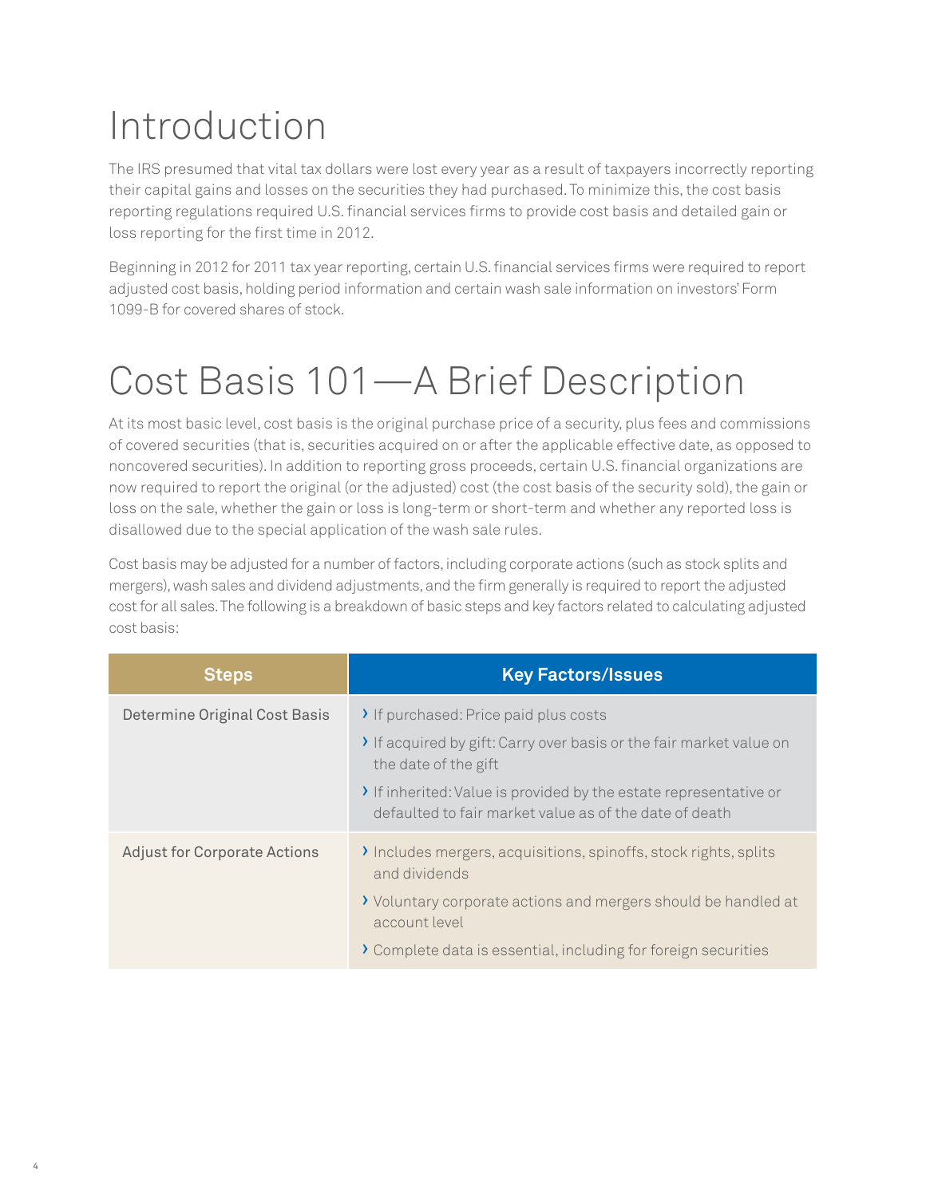# Introduction

The IRS presumed that vital tax dollars were lost every year as a result of taxpayers incorrectly reporting their capital gains and losses on the securities they had purchased. To minimize this, the cost basis reporting regulations required U.S. financial services firms to provide cost basis and detailed gain or loss reporting for the first time in 2012.

Beginning in 2012 for 2011 tax year reporting, certain U.S. financial services firms were required to report adjusted cost basis, holding period information and certain wash sale information on investors' Form 1099-B for covered shares of stock.

# Cost Basis 101—A Brief Description

At its most basic level, cost basis is the original purchase price of a security, plus fees and commissions of covered securities (that is, securities acquired on or after the applicable effective date, as opposed to noncovered securities). In addition to reporting gross proceeds, certain U.S. financial organizations are now required to report the original (or the adjusted) cost (the cost basis of the security sold), the gain or loss on the sale, whether the gain or loss is long-term or short-term and whether any reported loss is disallowed due to the special application of the wash sale rules.

Cost basis may be adjusted for a number of factors, including corporate actions (such as stock splits and mergers), wash sales and dividend adjustments, and the firm generally is required to report the adjusted cost for all sales. The following is a breakdown of basic steps and key factors related to calculating adjusted cost basis:

| Steps | Key Factors/Issues |
| --- | --- |
| Determine Original Cost Basis | › If purchased: Price paid plus costs<br>› If acquired by gift: Carry over basis or the fair market value on the date of the gift<br>› If inherited: Value is provided by the estate representative or defaulted to fair market value as of the date of death |
| Adjust for Corporate Actions | › Includes mergers, acquisitions, spinoffs, stock rights, splits and dividends<br>› Voluntary corporate actions and mergers should be handled at account level<br>› Complete data is essential, including for foreign securities |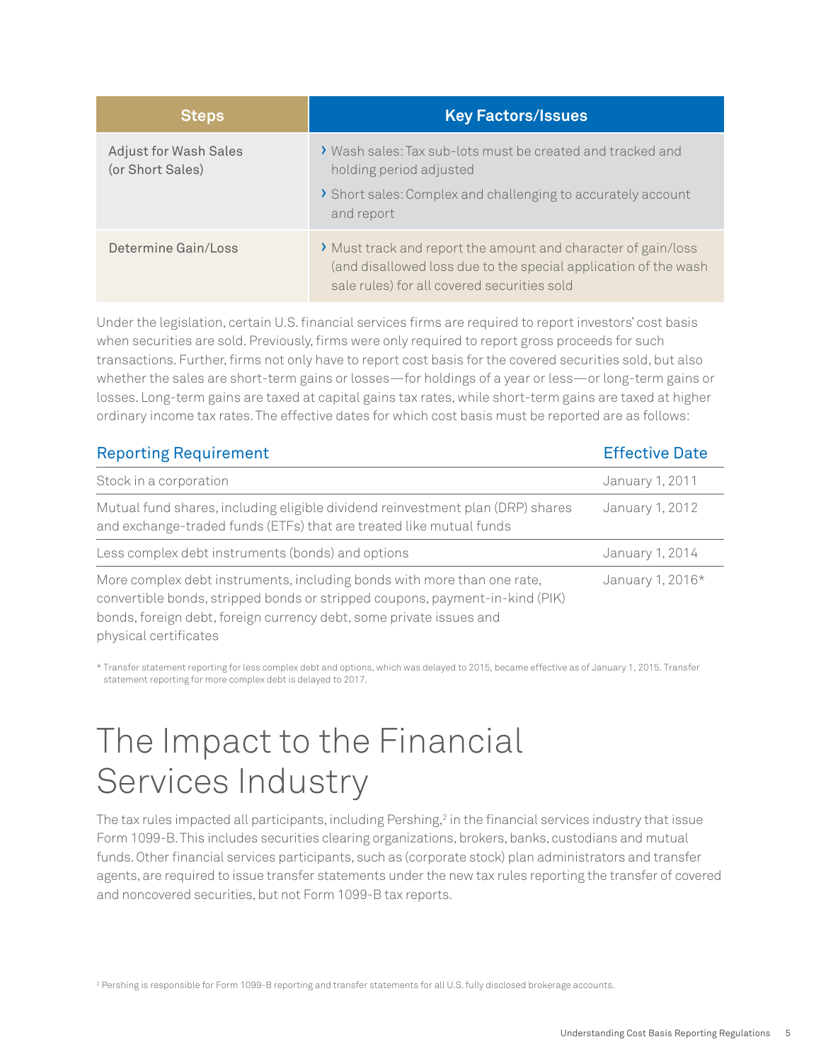| Steps | Key Factors/Issues |
| --- | --- |
| Adjust for Wash Sales (or Short Sales) | › Wash sales: Tax sub-lots must be created and tracked and holding period adjusted<br>› Short sales: Complex and challenging to accurately account and report |
| Determine Gain/Loss | › Must track and report the amount and character of gain/loss (and disallowed loss due to the special application of the wash sale rules) for all covered securities sold |

Under the legislation, certain U.S. financial services firms are required to report investors' cost basis when securities are sold. Previously, firms were only required to report gross proceeds for such transactions. Further, firms not only have to report cost basis for the covered securities sold, but also whether the sales are short-term gains or losses—for holdings of a year or less—or long-term gains or losses. Long-term gains are taxed at capital gains tax rates, while short-term gains are taxed at higher ordinary income tax rates. The effective dates for which cost basis must be reported are as follows:

| Reporting Requirement | Effective Date |
| --- | --- |
| Stock in a corporation | January 1, 2011 |
| Mutual fund shares, including eligible dividend reinvestment plan (DRP) shares and exchange-traded funds (ETFs) that are treated like mutual funds | January 1, 2012 |
| Less complex debt instruments (bonds) and options | January 1, 2014 |
| More complex debt instruments, including bonds with more than one rate, convertible bonds, stripped bonds or stripped coupons, payment-in-kind (PIK) bonds, foreign debt, foreign currency debt, some private issues and physical certificates | January 1, 2016* |

* Transfer statement reporting for less complex debt and options, which was delayed to 2015, became effective as of January 1, 2015. Transfer statement reporting for more complex debt is delayed to 2017.

# The Impact to the Financial Services Industry

The tax rules impacted all participants, including Pershing,[2] in the financial services industry that issue Form 1099-B. This includes securities clearing organizations, brokers, banks, custodians and mutual funds. Other financial services participants, such as (corporate stock) plan administrators and transfer agents, are required to issue transfer statements under the new tax rules reporting the transfer of covered and noncovered securities, but not Form 1099-B tax reports.

[2] Pershing is responsible for Form 1099-B reporting and transfer statements for all U.S. fully disclosed brokerage accounts.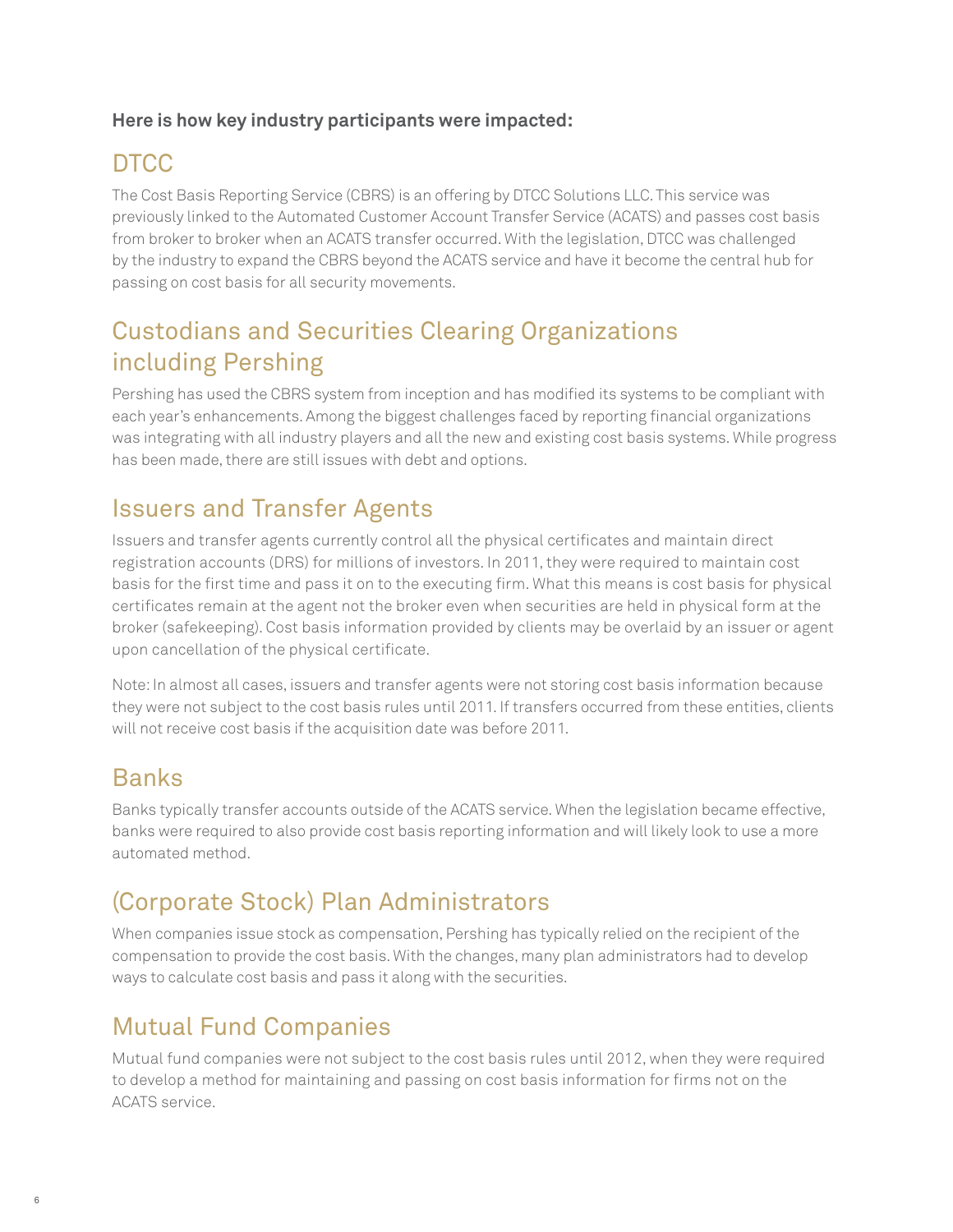**Here is how key industry participants were impacted:**

## DTCC

The Cost Basis Reporting Service (CBRS) is an offering by DTCC Solutions LLC. This service was previously linked to the Automated Customer Account Transfer Service (ACATS) and passes cost basis from broker to broker when an ACATS transfer occurred. With the legislation, DTCC was challenged by the industry to expand the CBRS beyond the ACATS service and have it become the central hub for passing on cost basis for all security movements.

## Custodians and Securities Clearing Organizations including Pershing

Pershing has used the CBRS system from inception and has modified its systems to be compliant with each year's enhancements. Among the biggest challenges faced by reporting financial organizations was integrating with all industry players and all the new and existing cost basis systems. While progress has been made, there are still issues with debt and options.

## Issuers and Transfer Agents

Issuers and transfer agents currently control all the physical certificates and maintain direct registration accounts (DRS) for millions of investors. In 2011, they were required to maintain cost basis for the first time and pass it on to the executing firm. What this means is cost basis for physical certificates remain at the agent not the broker even when securities are held in physical form at the broker (safekeeping). Cost basis information provided by clients may be overlaid by an issuer or agent upon cancellation of the physical certificate.

Note: In almost all cases, issuers and transfer agents were not storing cost basis information because they were not subject to the cost basis rules until 2011. If transfers occurred from these entities, clients will not receive cost basis if the acquisition date was before 2011.

## Banks

Banks typically transfer accounts outside of the ACATS service. When the legislation became effective, banks were required to also provide cost basis reporting information and will likely look to use a more automated method.

## (Corporate Stock) Plan Administrators

When companies issue stock as compensation, Pershing has typically relied on the recipient of the compensation to provide the cost basis. With the changes, many plan administrators had to develop ways to calculate cost basis and pass it along with the securities.

## Mutual Fund Companies

Mutual fund companies were not subject to the cost basis rules until 2012, when they were required to develop a method for maintaining and passing on cost basis information for firms not on the ACATS service.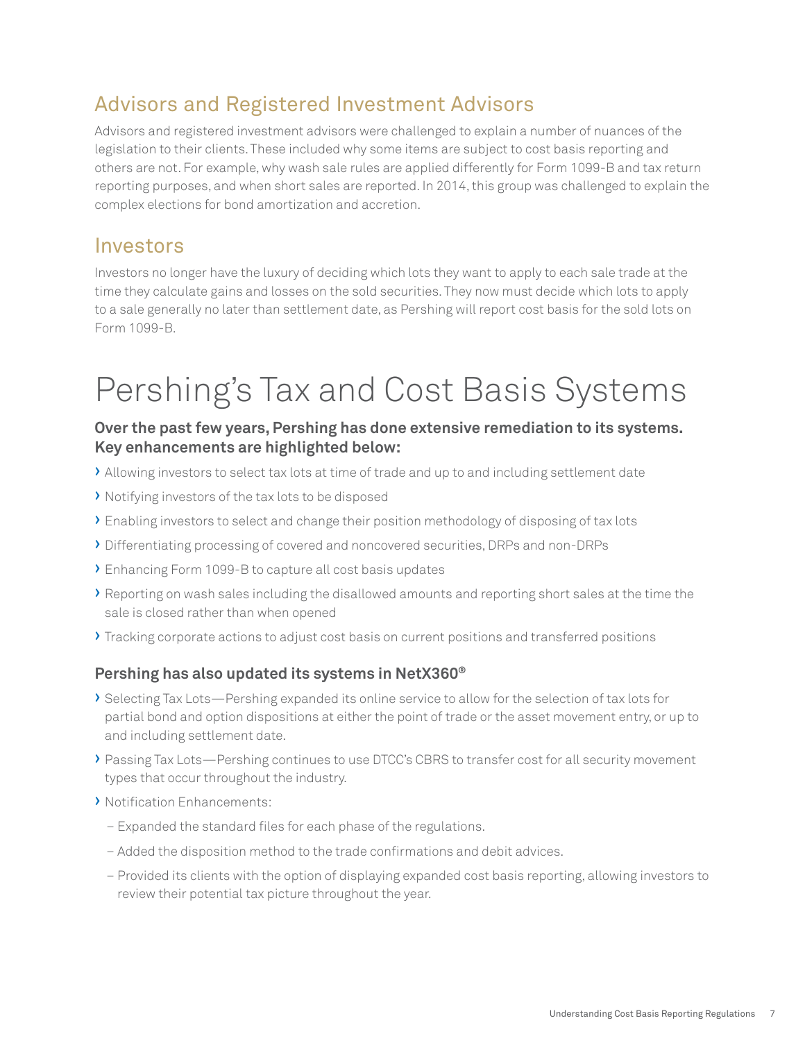## Advisors and Registered Investment Advisors

Advisors and registered investment advisors were challenged to explain a number of nuances of the legislation to their clients. These included why some items are subject to cost basis reporting and others are not. For example, why wash sale rules are applied differently for Form 1099-B and tax return reporting purposes, and when short sales are reported. In 2014, this group was challenged to explain the complex elections for bond amortization and accretion.

## Investors

Investors no longer have the luxury of deciding which lots they want to apply to each sale trade at the time they calculate gains and losses on the sold securities. They now must decide which lots to apply to a sale generally no later than settlement date, as Pershing will report cost basis for the sold lots on Form 1099-B.

# Pershing's Tax and Cost Basis Systems

**Over the past few years, Pershing has done extensive remediation to its systems. Key enhancements are highlighted below:**

- Allowing investors to select tax lots at time of trade and up to and including settlement date
- Notifying investors of the tax lots to be disposed
- Enabling investors to select and change their position methodology of disposing of tax lots
- Differentiating processing of covered and noncovered securities, DRPs and non-DRPs
- Enhancing Form 1099-B to capture all cost basis updates
- Reporting on wash sales including the disallowed amounts and reporting short sales at the time the sale is closed rather than when opened
- Tracking corporate actions to adjust cost basis on current positions and transferred positions

### Pershing has also updated its systems in NetX360®

- Selecting Tax Lots—Pershing expanded its online service to allow for the selection of tax lots for partial bond and option dispositions at either the point of trade or the asset movement entry, or up to and including settlement date.
- Passing Tax Lots—Pershing continues to use DTCC's CBRS to transfer cost for all security movement types that occur throughout the industry.
- Notification Enhancements:
  - Expanded the standard files for each phase of the regulations.
  - Added the disposition method to the trade confirmations and debit advices.
  - Provided its clients with the option of displaying expanded cost basis reporting, allowing investors to review their potential tax picture throughout the year.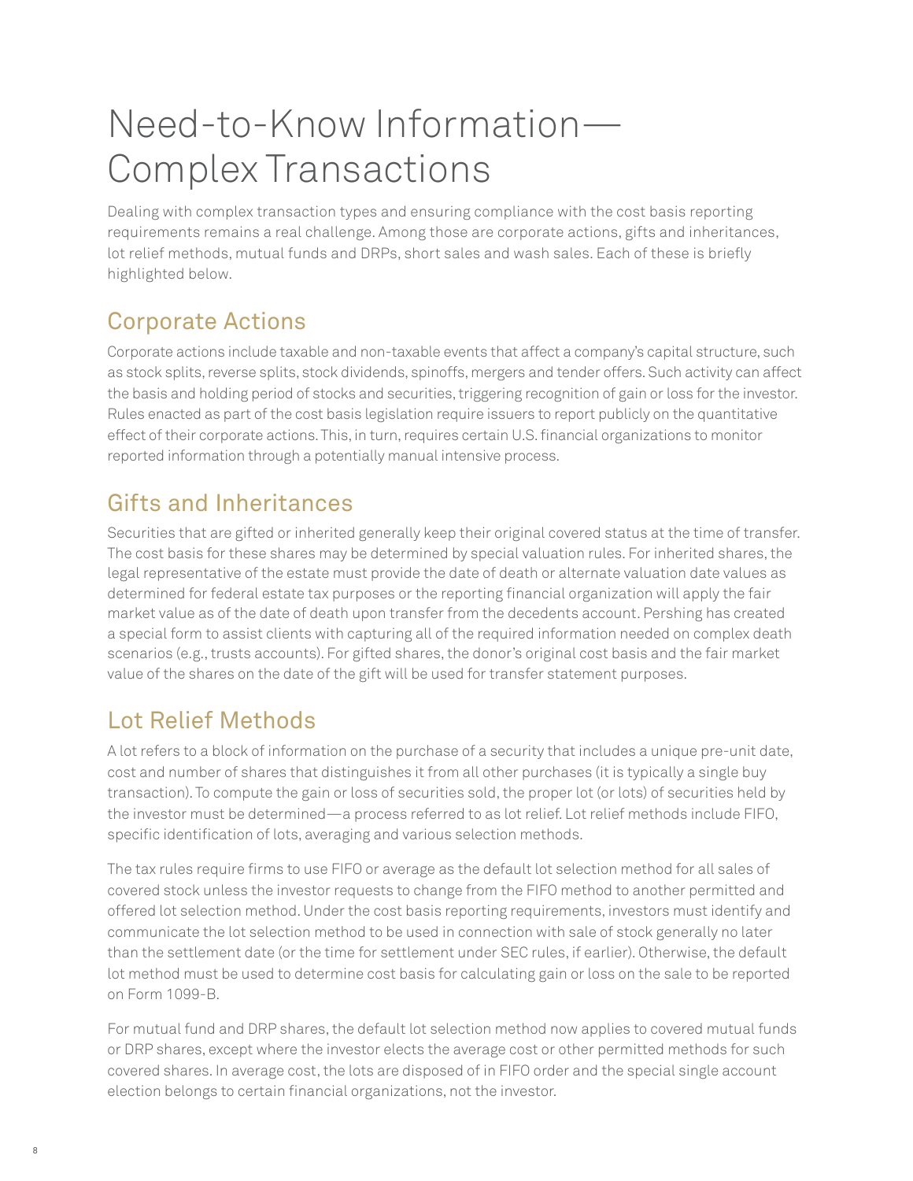# Need-to-Know Information—Complex Transactions

Dealing with complex transaction types and ensuring compliance with the cost basis reporting requirements remains a real challenge. Among those are corporate actions, gifts and inheritances, lot relief methods, mutual funds and DRPs, short sales and wash sales. Each of these is briefly highlighted below.

## Corporate Actions

Corporate actions include taxable and non-taxable events that affect a company's capital structure, such as stock splits, reverse splits, stock dividends, spinoffs, mergers and tender offers. Such activity can affect the basis and holding period of stocks and securities, triggering recognition of gain or loss for the investor. Rules enacted as part of the cost basis legislation require issuers to report publicly on the quantitative effect of their corporate actions. This, in turn, requires certain U.S. financial organizations to monitor reported information through a potentially manual intensive process.

## Gifts and Inheritances

Securities that are gifted or inherited generally keep their original covered status at the time of transfer. The cost basis for these shares may be determined by special valuation rules. For inherited shares, the legal representative of the estate must provide the date of death or alternate valuation date values as determined for federal estate tax purposes or the reporting financial organization will apply the fair market value as of the date of death upon transfer from the decedents account. Pershing has created a special form to assist clients with capturing all of the required information needed on complex death scenarios (e.g., trusts accounts). For gifted shares, the donor's original cost basis and the fair market value of the shares on the date of the gift will be used for transfer statement purposes.

## Lot Relief Methods

A lot refers to a block of information on the purchase of a security that includes a unique pre-unit date, cost and number of shares that distinguishes it from all other purchases (it is typically a single buy transaction). To compute the gain or loss of securities sold, the proper lot (or lots) of securities held by the investor must be determined—a process referred to as lot relief. Lot relief methods include FIFO, specific identification of lots, averaging and various selection methods.

The tax rules require firms to use FIFO or average as the default lot selection method for all sales of covered stock unless the investor requests to change from the FIFO method to another permitted and offered lot selection method. Under the cost basis reporting requirements, investors must identify and communicate the lot selection method to be used in connection with sale of stock generally no later than the settlement date (or the time for settlement under SEC rules, if earlier). Otherwise, the default lot method must be used to determine cost basis for calculating gain or loss on the sale to be reported on Form 1099-B.

For mutual fund and DRP shares, the default lot selection method now applies to covered mutual funds or DRP shares, except where the investor elects the average cost or other permitted methods for such covered shares. In average cost, the lots are disposed of in FIFO order and the special single account election belongs to certain financial organizations, not the investor.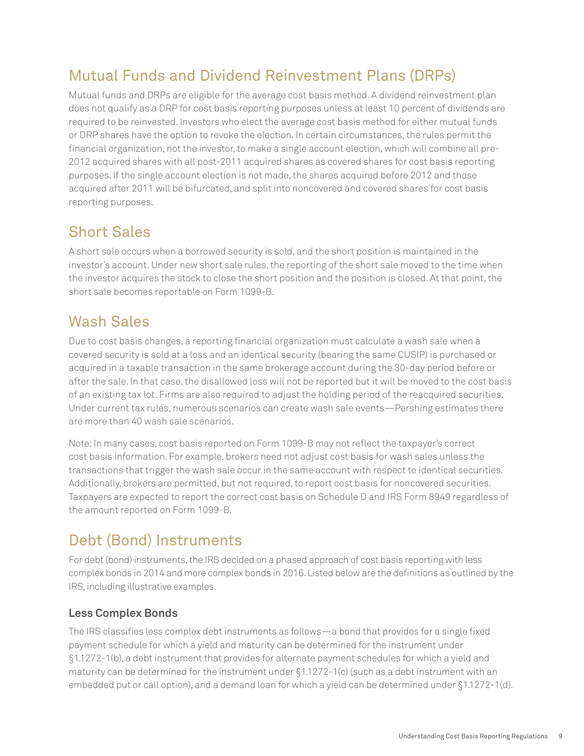## Mutual Funds and Dividend Reinvestment Plans (DRPs)

Mutual funds and DRPs are eligible for the average cost basis method. A dividend reinvestment plan does not qualify as a DRP for cost basis reporting purposes unless at least 10 percent of dividends are required to be reinvested. Investors who elect the average cost basis method for either mutual funds or DRP shares have the option to revoke the election. In certain circumstances, the rules permit the financial organization, not the investor, to make a single account election, which will combine all pre-2012 acquired shares with all post-2011 acquired shares as covered shares for cost basis reporting purposes. If the single account election is not made, the shares acquired before 2012 and those acquired after 2011 will be bifurcated, and split into noncovered and covered shares for cost basis reporting purposes.

## Short Sales

A short sale occurs when a borrowed security is sold, and the short position is maintained in the investor's account. Under new short sale rules, the reporting of the short sale moved to the time when the investor acquires the stock to close the short position and the position is closed. At that point, the short sale becomes reportable on Form 1099-B.

## Wash Sales

Due to cost basis changes, a reporting financial organization must calculate a wash sale when a covered security is sold at a loss and an identical security (bearing the same CUSIP) is purchased or acquired in a taxable transaction in the same brokerage account during the 30-day period before or after the sale. In that case, the disallowed loss will not be reported but it will be moved to the cost basis of an existing tax lot. Firms are also required to adjust the holding period of the reacquired securities. Under current tax rules, numerous scenarios can create wash sale events—Pershing estimates there are more than 40 wash sale scenarios.

Note: In many cases, cost basis reported on Form 1099-B may not reflect the taxpayer's correct cost basis information. For example, brokers need not adjust cost basis for wash sales unless the transactions that trigger the wash sale occur in the same account with respect to identical securities. Additionally, brokers are permitted, but not required, to report cost basis for noncovered securities. Taxpayers are expected to report the correct cost basis on Schedule D and IRS Form 8949 regardless of the amount reported on Form 1099-B.

## Debt (Bond) Instruments

For debt (bond) instruments, the IRS decided on a phased approach of cost basis reporting with less complex bonds in 2014 and more complex bonds in 2016. Listed below are the definitions as outlined by the IRS, including illustrative examples.

### Less Complex Bonds

The IRS classifies less complex debt instruments as follows—a bond that provides for a single fixed payment schedule for which a yield and maturity can be determined for the instrument under §1.1272-1(b), a debt instrument that provides for alternate payment schedules for which a yield and maturity can be determined for the instrument under §1.1272-1(c) (such as a debt instrument with an embedded put or call option), and a demand loan for which a yield can be determined under §1.1272-1(d).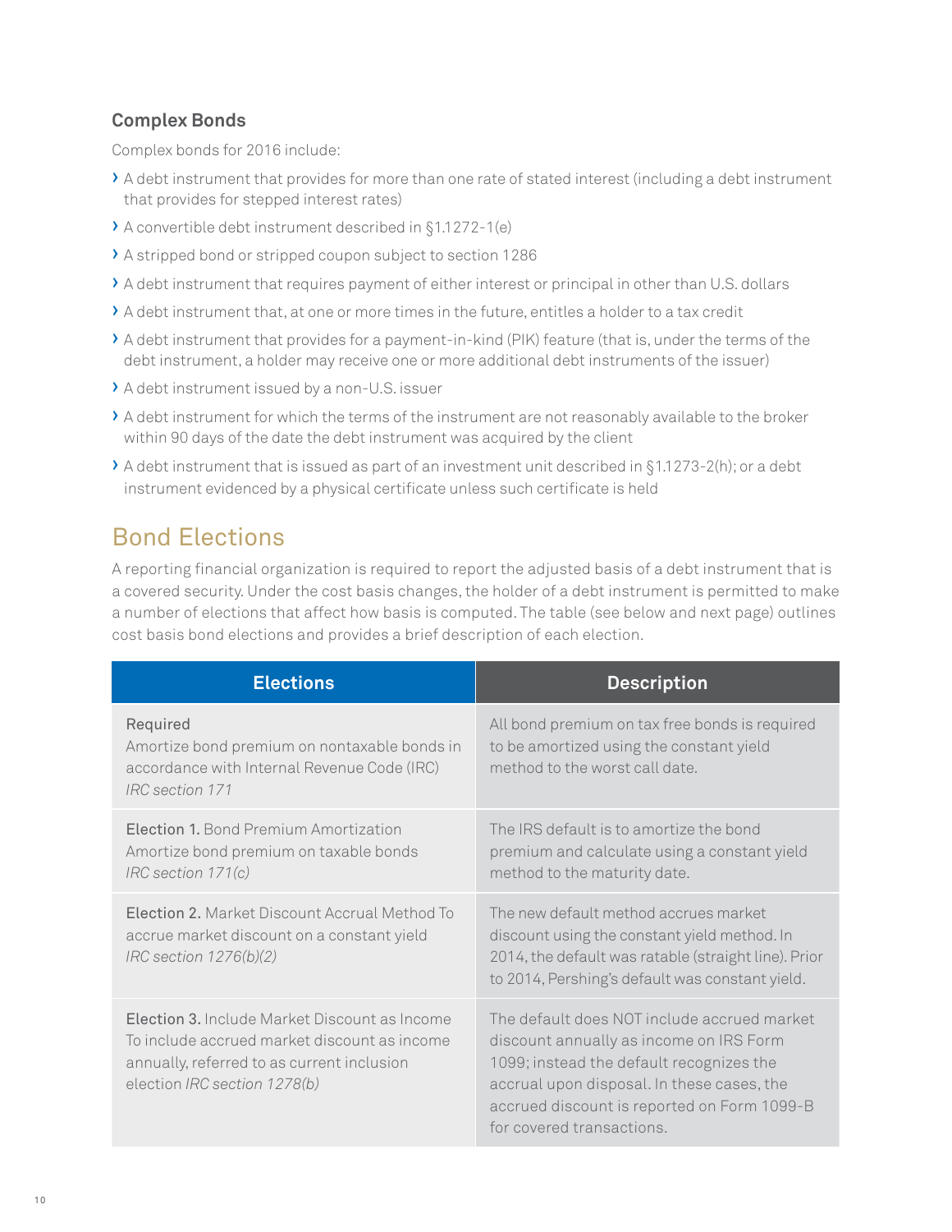### Complex Bonds

Complex bonds for 2016 include:

- A debt instrument that provides for more than one rate of stated interest (including a debt instrument that provides for stepped interest rates)
- A convertible debt instrument described in §1.1272-1(e)
- A stripped bond or stripped coupon subject to section 1286
- A debt instrument that requires payment of either interest or principal in other than U.S. dollars
- A debt instrument that, at one or more times in the future, entitles a holder to a tax credit
- A debt instrument that provides for a payment-in-kind (PIK) feature (that is, under the terms of the debt instrument, a holder may receive one or more additional debt instruments of the issuer)
- A debt instrument issued by a non-U.S. issuer
- A debt instrument for which the terms of the instrument are not reasonably available to the broker within 90 days of the date the debt instrument was acquired by the client
- A debt instrument that is issued as part of an investment unit described in §1.1273-2(h); or a debt instrument evidenced by a physical certificate unless such certificate is held

## Bond Elections

A reporting financial organization is required to report the adjusted basis of a debt instrument that is a covered security. Under the cost basis changes, the holder of a debt instrument is permitted to make a number of elections that affect how basis is computed. The table (see below and next page) outlines cost basis bond elections and provides a brief description of each election.

| Elections | Description |
|---|---|
| Required<br>Amortize bond premium on nontaxable bonds in accordance with Internal Revenue Code (IRC)<br>*IRC section 171* | All bond premium on tax free bonds is required to be amortized using the constant yield method to the worst call date. |
| **Election 1.** Bond Premium Amortization<br>Amortize bond premium on taxable bonds<br>*IRC section 171(c)* | The IRS default is to amortize the bond premium and calculate using a constant yield method to the maturity date. |
| **Election 2.** Market Discount Accrual Method To accrue market discount on a constant yield<br>*IRC section 1276(b)(2)* | The new default method accrues market discount using the constant yield method. In 2014, the default was ratable (straight line). Prior to 2014, Pershing's default was constant yield. |
| **Election 3.** Include Market Discount as Income To include accrued market discount as income annually, referred to as current inclusion election *IRC section 1278(b)* | The default does NOT include accrued market discount annually as income on IRS Form 1099; instead the default recognizes the accrual upon disposal. In these cases, the accrued discount is reported on Form 1099-B for covered transactions. |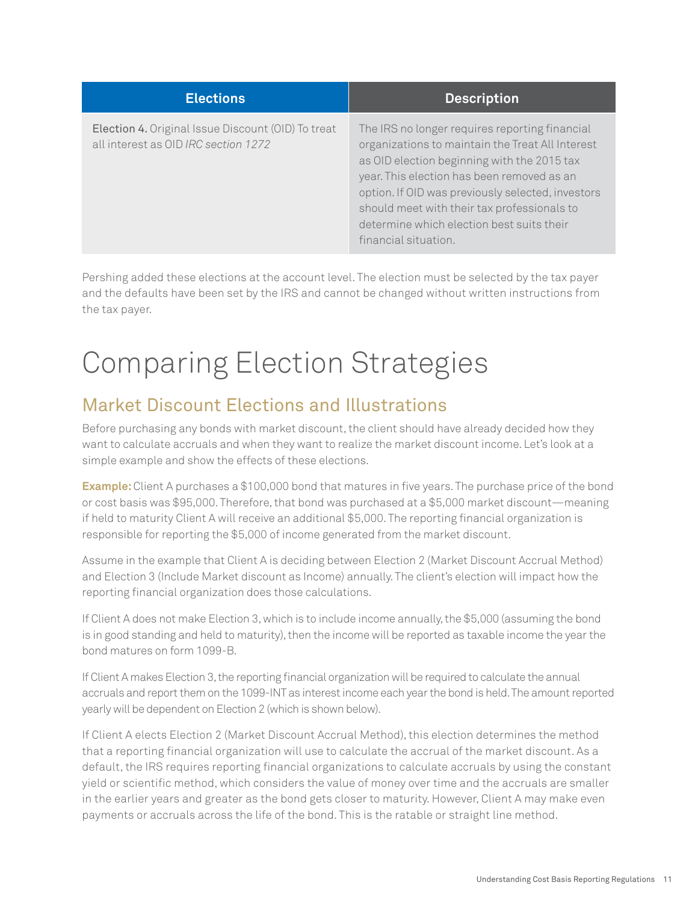| Elections | Description |
| --- | --- |
| **Election 4.** Original Issue Discount (OID) To treat all interest as OID *IRC section 1272* | The IRS no longer requires reporting financial organizations to maintain the Treat All Interest as OID election beginning with the 2015 tax year. This election has been removed as an option. If OID was previously selected, investors should meet with their tax professionals to determine which election best suits their financial situation. |

Pershing added these elections at the account level. The election must be selected by the tax payer and the defaults have been set by the IRS and cannot be changed without written instructions from the tax payer.

# Comparing Election Strategies

## Market Discount Elections and Illustrations

Before purchasing any bonds with market discount, the client should have already decided how they want to calculate accruals and when they want to realize the market discount income. Let's look at a simple example and show the effects of these elections.

**Example:** Client A purchases a $100,000 bond that matures in five years. The purchase price of the bond or cost basis was $95,000. Therefore, that bond was purchased at a $5,000 market discount—meaning if held to maturity Client A will receive an additional $5,000. The reporting financial organization is responsible for reporting the $5,000 of income generated from the market discount.

Assume in the example that Client A is deciding between Election 2 (Market Discount Accrual Method) and Election 3 (Include Market discount as Income) annually. The client's election will impact how the reporting financial organization does those calculations.

If Client A does not make Election 3, which is to include income annually, the $5,000 (assuming the bond is in good standing and held to maturity), then the income will be reported as taxable income the year the bond matures on form 1099-B.

If Client A makes Election 3, the reporting financial organization will be required to calculate the annual accruals and report them on the 1099-INT as interest income each year the bond is held. The amount reported yearly will be dependent on Election 2 (which is shown below).

If Client A elects Election 2 (Market Discount Accrual Method), this election determines the method that a reporting financial organization will use to calculate the accrual of the market discount. As a default, the IRS requires reporting financial organizations to calculate accruals by using the constant yield or scientific method, which considers the value of money over time and the accruals are smaller in the earlier years and greater as the bond gets closer to maturity. However, Client A may make even payments or accruals across the life of the bond. This is the ratable or straight line method.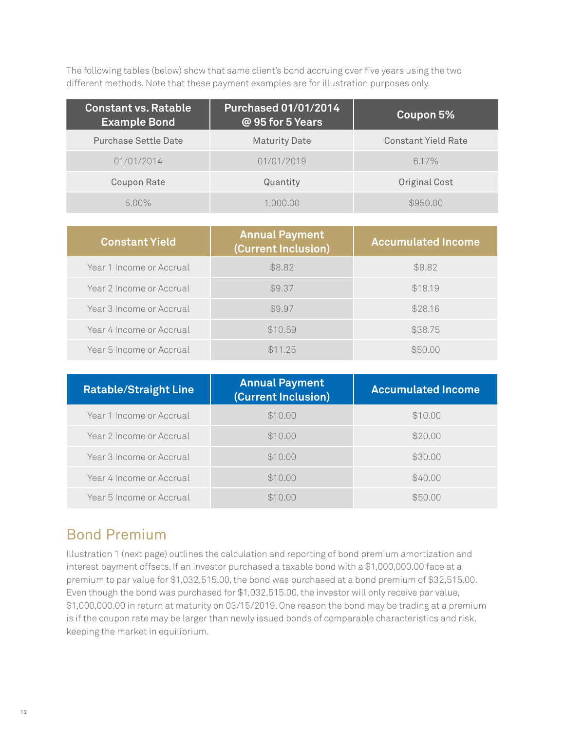The following tables (below) show that same client's bond accruing over five years using the two different methods. Note that these payment examples are for illustration purposes only.

| Constant vs. Ratable Example Bond | Purchased 01/01/2014 @ 95 for 5 Years | Coupon 5% |
|---|---|---|
| Purchase Settle Date | Maturity Date | Constant Yield Rate |
| 01/01/2014 | 01/01/2019 | 6.17% |
| Coupon Rate | Quantity | Original Cost |
| 5.00% | 1,000.00 | $950.00 |

| Constant Yield | Annual Payment (Current Inclusion) | Accumulated Income |
|---|---|---|
| Year 1 Income or Accrual | $8.82 | $8.82 |
| Year 2 Income or Accrual | $9.37 | $18.19 |
| Year 3 Income or Accrual | $9.97 | $28.16 |
| Year 4 Income or Accrual | $10.59 | $38.75 |
| Year 5 Income or Accrual | $11.25 | $50.00 |

| Ratable/Straight Line | Annual Payment (Current Inclusion) | Accumulated Income |
|---|---|---|
| Year 1 Income or Accrual | $10.00 | $10.00 |
| Year 2 Income or Accrual | $10.00 | $20.00 |
| Year 3 Income or Accrual | $10.00 | $30.00 |
| Year 4 Income or Accrual | $10.00 | $40.00 |
| Year 5 Income or Accrual | $10.00 | $50.00 |

## Bond Premium

Illustration 1 (next page) outlines the calculation and reporting of bond premium amortization and interest payment offsets. If an investor purchased a taxable bond with a $1,000,000.00 face at a premium to par value for $1,032,515.00, the bond was purchased at a bond premium of $32,515.00. Even though the bond was purchased for $1,032,515.00, the investor will only receive par value, $1,000,000.00 in return at maturity on 03/15/2019. One reason the bond may be trading at a premium is if the coupon rate may be larger than newly issued bonds of comparable characteristics and risk, keeping the market in equilibrium.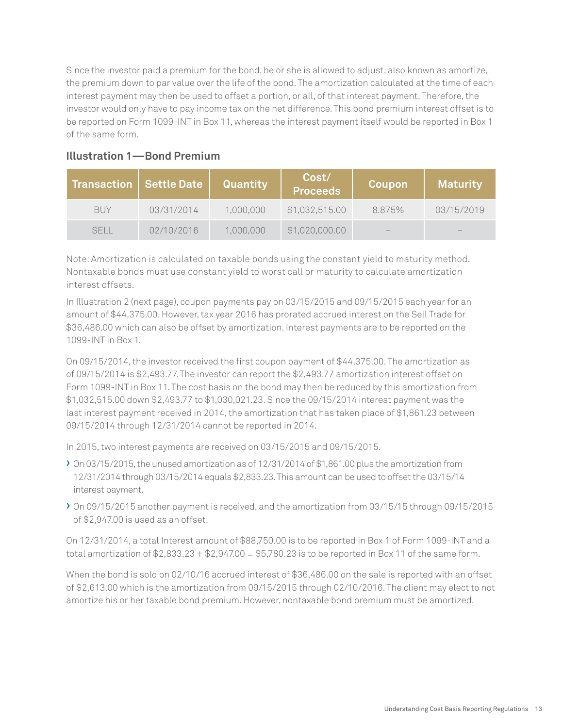Since the investor paid a premium for the bond, he or she is allowed to adjust, also known as amortize, the premium down to par value over the life of the bond. The amortization calculated at the time of each interest payment may then be used to offset a portion, or all, of that interest payment. Therefore, the investor would only have to pay income tax on the net difference. This bond premium interest offset is to be reported on Form 1099-INT in Box 11, whereas the interest payment itself would be reported in Box 1 of the same form.

### Illustration 1—Bond Premium

| Transaction | Settle Date | Quantity | Cost/ Proceeds | Coupon | Maturity |
|---|---|---|---|---|---|
| BUY | 03/31/2014 | 1,000,000 | $1,032,515.00 | 8.875% | 03/15/2019 |
| SELL | 02/10/2016 | 1,000,000 | $1,020,000.00 | – | – |

Note: Amortization is calculated on taxable bonds using the constant yield to maturity method. Nontaxable bonds must use constant yield to worst call or maturity to calculate amortization interest offsets.

In Illustration 2 (next page), coupon payments pay on 03/15/2015 and 09/15/2015 each year for an amount of $44,375.00. However, tax year 2016 has prorated accrued interest on the Sell Trade for $36,486.00 which can also be offset by amortization. Interest payments are to be reported on the 1099-INT in Box 1.

On 09/15/2014, the investor received the first coupon payment of $44,375.00. The amortization as of 09/15/2014 is $2,493.77. The investor can report the $2,493.77 amortization interest offset on Form 1099-INT in Box 11. The cost basis on the bond may then be reduced by this amortization from $1,032,515.00 down $2,493.77 to $1,030,021.23. Since the 09/15/2014 interest payment was the last interest payment received in 2014, the amortization that has taken place of $1,861.23 between 09/15/2014 through 12/31/2014 cannot be reported in 2014.

In 2015, two interest payments are received on 03/15/2015 and 09/15/2015.

- On 03/15/2015, the unused amortization as of 12/31/2014 of $1,861.00 plus the amortization from 12/31/2014 through 03/15/2014 equals $2,833.23. This amount can be used to offset the 03/15/14 interest payment.
- On 09/15/2015 another payment is received, and the amortization from 03/15/15 through 09/15/2015 of $2,947.00 is used as an offset.

On 12/31/2014, a total Interest amount of $88,750.00 is to be reported in Box 1 of Form 1099-INT and a total amortization of $2,833.23 + $2,947.00 = $5,780.23 is to be reported in Box 11 of the same form.

When the bond is sold on 02/10/16 accrued interest of $36,486.00 on the sale is reported with an offset of $2,613.00 which is the amortization from 09/15/2015 through 02/10/2016. The client may elect to not amortize his or her taxable bond premium. However, nontaxable bond premium must be amortized.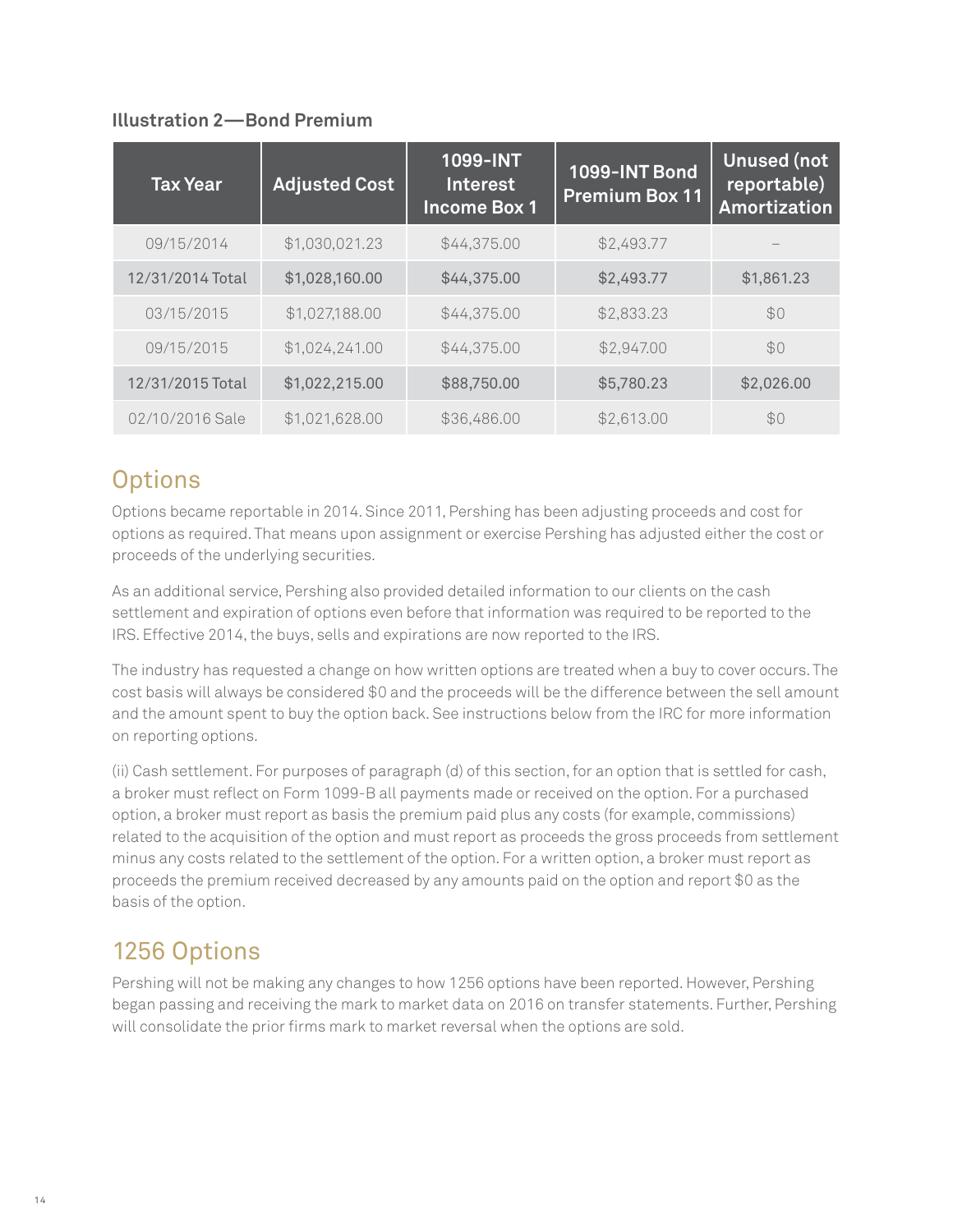**Illustration 2—Bond Premium**

| Tax Year | Adjusted Cost | 1099-INT Interest Income Box 1 | 1099-INT Bond Premium Box 11 | Unused (not reportable) Amortization |
|---|---|---|---|---|
| 09/15/2014 | $1,030,021.23 | $44,375.00 | $2,493.77 | – |
| **12/31/2014 Total** | **$1,028,160.00** | **$44,375.00** | **$2,493.77** | **$1,861.23** |
| 03/15/2015 | $1,027,188.00 | $44,375.00 | $2,833.23 | $0 |
| 09/15/2015 | $1,024,241.00 | $44,375.00 | $2,947.00 | $0 |
| **12/31/2015 Total** | **$1,022,215.00** | **$88,750.00** | **$5,780.23** | **$2,026.00** |
| 02/10/2016 Sale | $1,021,628.00 | $36,486.00 | $2,613.00 | $0 |

## Options

Options became reportable in 2014. Since 2011, Pershing has been adjusting proceeds and cost for options as required. That means upon assignment or exercise Pershing has adjusted either the cost or proceeds of the underlying securities.

As an additional service, Pershing also provided detailed information to our clients on the cash settlement and expiration of options even before that information was required to be reported to the IRS. Effective 2014, the buys, sells and expirations are now reported to the IRS.

The industry has requested a change on how written options are treated when a buy to cover occurs. The cost basis will always be considered $0 and the proceeds will be the difference between the sell amount and the amount spent to buy the option back. See instructions below from the IRC for more information on reporting options.

(ii) Cash settlement. For purposes of paragraph (d) of this section, for an option that is settled for cash, a broker must reflect on Form 1099-B all payments made or received on the option. For a purchased option, a broker must report as basis the premium paid plus any costs (for example, commissions) related to the acquisition of the option and must report as proceeds the gross proceeds from settlement minus any costs related to the settlement of the option. For a written option, a broker must report as proceeds the premium received decreased by any amounts paid on the option and report $0 as the basis of the option.

## 1256 Options

Pershing will not be making any changes to how 1256 options have been reported. However, Pershing began passing and receiving the mark to market data on 2016 on transfer statements. Further, Pershing will consolidate the prior firms mark to market reversal when the options are sold.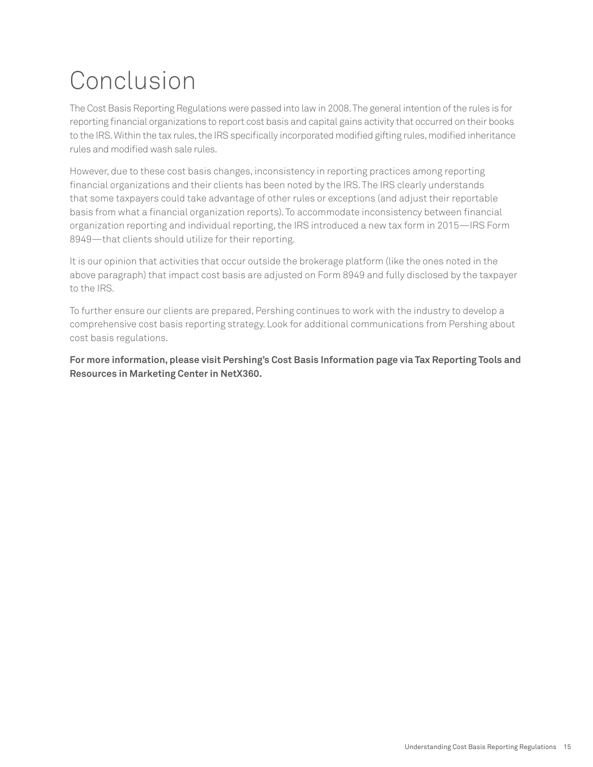# Conclusion

The Cost Basis Reporting Regulations were passed into law in 2008. The general intention of the rules is for reporting financial organizations to report cost basis and capital gains activity that occurred on their books to the IRS. Within the tax rules, the IRS specifically incorporated modified gifting rules, modified inheritance rules and modified wash sale rules.

However, due to these cost basis changes, inconsistency in reporting practices among reporting financial organizations and their clients has been noted by the IRS. The IRS clearly understands that some taxpayers could take advantage of other rules or exceptions (and adjust their reportable basis from what a financial organization reports). To accommodate inconsistency between financial organization reporting and individual reporting, the IRS introduced a new tax form in 2015—IRS Form 8949—that clients should utilize for their reporting.

It is our opinion that activities that occur outside the brokerage platform (like the ones noted in the above paragraph) that impact cost basis are adjusted on Form 8949 and fully disclosed by the taxpayer to the IRS.

To further ensure our clients are prepared, Pershing continues to work with the industry to develop a comprehensive cost basis reporting strategy. Look for additional communications from Pershing about cost basis regulations.

**For more information, please visit Pershing's Cost Basis Information page via Tax Reporting Tools and Resources in Marketing Center in NetX360.**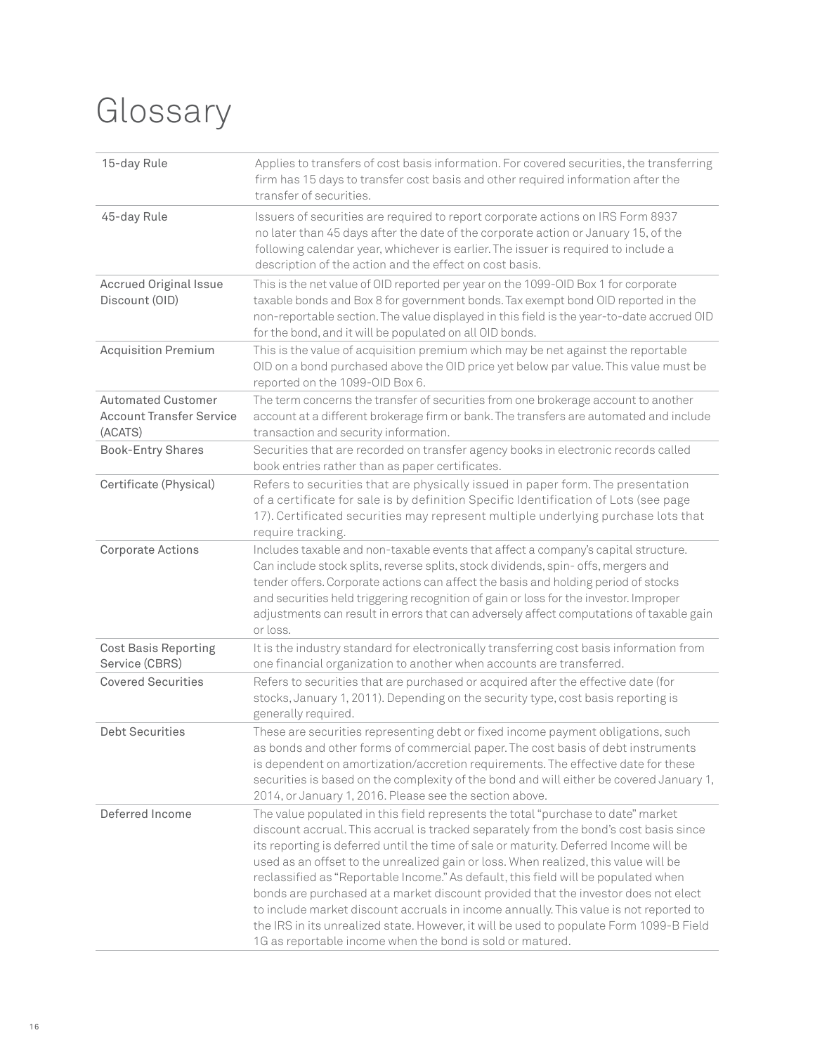# Glossary

| Term | Definition |
|---|---|
| 15-day Rule | Applies to transfers of cost basis information. For covered securities, the transferring firm has 15 days to transfer cost basis and other required information after the transfer of securities. |
| 45-day Rule | Issuers of securities are required to report corporate actions on IRS Form 8937 no later than 45 days after the date of the corporate action or January 15, of the following calendar year, whichever is earlier. The issuer is required to include a description of the action and the effect on cost basis. |
| Accrued Original Issue Discount (OID) | This is the net value of OID reported per year on the 1099-OID Box 1 for corporate taxable bonds and Box 8 for government bonds. Tax exempt bond OID reported in the non-reportable section. The value displayed in this field is the year-to-date accrued OID for the bond, and it will be populated on all OID bonds. |
| Acquisition Premium | This is the value of acquisition premium which may be net against the reportable OID on a bond purchased above the OID price yet below par value. This value must be reported on the 1099-OID Box 6. |
| Automated Customer Account Transfer Service (ACATS) | The term concerns the transfer of securities from one brokerage account to another account at a different brokerage firm or bank. The transfers are automated and include transaction and security information. |
| Book-Entry Shares | Securities that are recorded on transfer agency books in electronic records called book entries rather than as paper certificates. |
| Certificate (Physical) | Refers to securities that are physically issued in paper form. The presentation of a certificate for sale is by definition Specific Identification of Lots (see page 17). Certificated securities may represent multiple underlying purchase lots that require tracking. |
| Corporate Actions | Includes taxable and non-taxable events that affect a company's capital structure. Can include stock splits, reverse splits, stock dividends, spin- offs, mergers and tender offers. Corporate actions can affect the basis and holding period of stocks and securities held triggering recognition of gain or loss for the investor. Improper adjustments can result in errors that can adversely affect computations of taxable gain or loss. |
| Cost Basis Reporting Service (CBRS) | It is the industry standard for electronically transferring cost basis information from one financial organization to another when accounts are transferred. |
| Covered Securities | Refers to securities that are purchased or acquired after the effective date (for stocks, January 1, 2011). Depending on the security type, cost basis reporting is generally required. |
| Debt Securities | These are securities representing debt or fixed income payment obligations, such as bonds and other forms of commercial paper. The cost basis of debt instruments is dependent on amortization/accretion requirements. The effective date for these securities is based on the complexity of the bond and will either be covered January 1, 2014, or January 1, 2016. Please see the section above. |
| Deferred Income | The value populated in this field represents the total "purchase to date" market discount accrual. This accrual is tracked separately from the bond's cost basis since its reporting is deferred until the time of sale or maturity. Deferred Income will be used as an offset to the unrealized gain or loss. When realized, this value will be reclassified as "Reportable Income." As default, this field will be populated when bonds are purchased at a market discount provided that the investor does not elect to include market discount accruals in income annually. This value is not reported to the IRS in its unrealized state. However, it will be used to populate Form 1099-B Field 1G as reportable income when the bond is sold or matured. |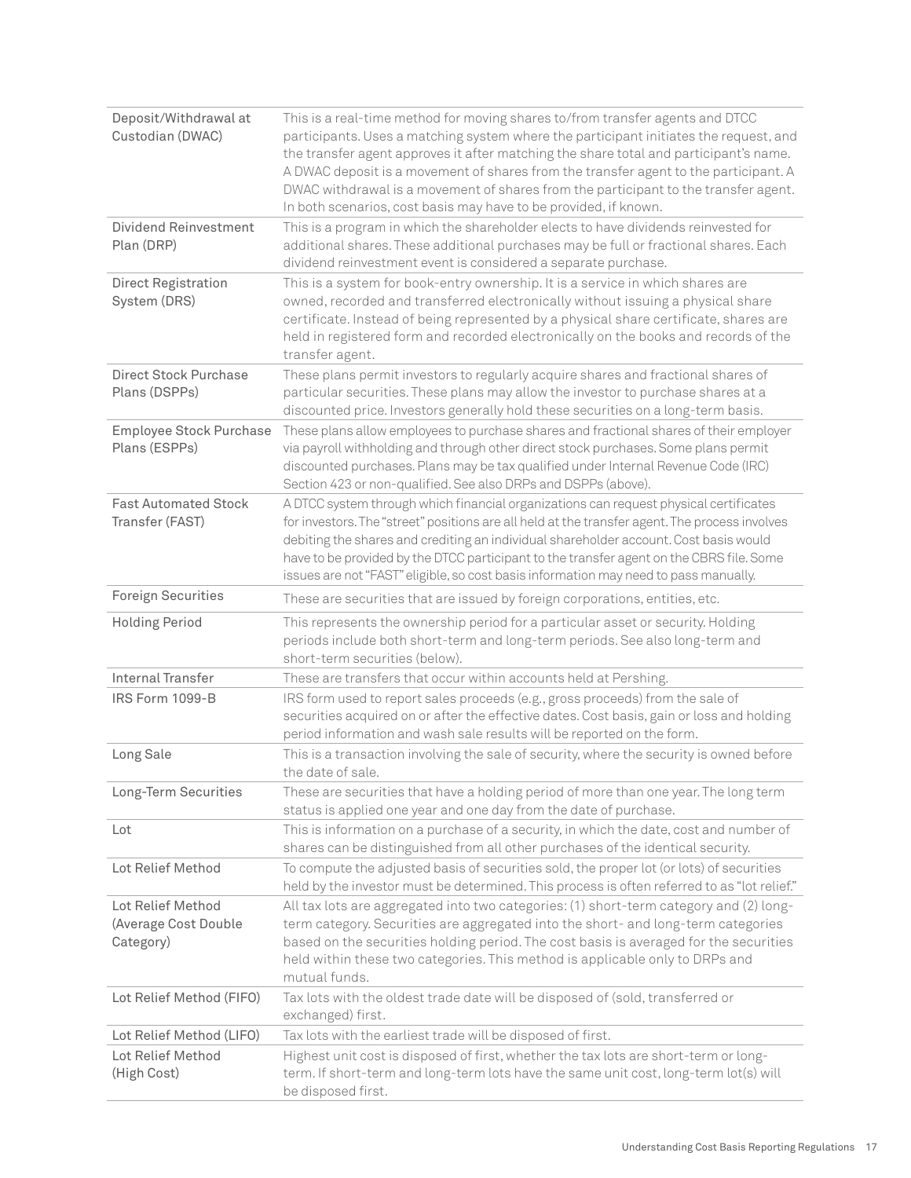| | |
|---|---|
| Deposit/Withdrawal at Custodian (DWAC) | This is a real-time method for moving shares to/from transfer agents and DTCC participants. Uses a matching system where the participant initiates the request, and the transfer agent approves it after matching the share total and participant's name. A DWAC deposit is a movement of shares from the transfer agent to the participant. A DWAC withdrawal is a movement of shares from the participant to the transfer agent. In both scenarios, cost basis may have to be provided, if known. |
| Dividend Reinvestment Plan (DRP) | This is a program in which the shareholder elects to have dividends reinvested for additional shares. These additional purchases may be full or fractional shares. Each dividend reinvestment event is considered a separate purchase. |
| Direct Registration System (DRS) | This is a system for book-entry ownership. It is a service in which shares are owned, recorded and transferred electronically without issuing a physical share certificate. Instead of being represented by a physical share certificate, shares are held in registered form and recorded electronically on the books and records of the transfer agent. |
| Direct Stock Purchase Plans (DSPPs) | These plans permit investors to regularly acquire shares and fractional shares of particular securities. These plans may allow the investor to purchase shares at a discounted price. Investors generally hold these securities on a long-term basis. |
| Employee Stock Purchase Plans (ESPPs) | These plans allow employees to purchase shares and fractional shares of their employer via payroll withholding and through other direct stock purchases. Some plans permit discounted purchases. Plans may be tax qualified under Internal Revenue Code (IRC) Section 423 or non-qualified. See also DRPs and DSPPs (above). |
| Fast Automated Stock Transfer (FAST) | A DTCC system through which financial organizations can request physical certificates for investors. The "street" positions are all held at the transfer agent. The process involves debiting the shares and crediting an individual shareholder account. Cost basis would have to be provided by the DTCC participant to the transfer agent on the CBRS file. Some issues are not "FAST" eligible, so cost basis information may need to pass manually. |
| Foreign Securities | These are securities that are issued by foreign corporations, entities, etc. |
| Holding Period | This represents the ownership period for a particular asset or security. Holding periods include both short-term and long-term periods. See also long-term and short-term securities (below). |
| Internal Transfer | These are transfers that occur within accounts held at Pershing. |
| IRS Form 1099-B | IRS form used to report sales proceeds (e.g., gross proceeds) from the sale of securities acquired on or after the effective dates. Cost basis, gain or loss and holding period information and wash sale results will be reported on the form. |
| Long Sale | This is a transaction involving the sale of security, where the security is owned before the date of sale. |
| Long-Term Securities | These are securities that have a holding period of more than one year. The long term status is applied one year and one day from the date of purchase. |
| Lot | This is information on a purchase of a security, in which the date, cost and number of shares can be distinguished from all other purchases of the identical security. |
| Lot Relief Method | To compute the adjusted basis of securities sold, the proper lot (or lots) of securities held by the investor must be determined. This process is often referred to as "lot relief." |
| Lot Relief Method (Average Cost Double Category) | All tax lots are aggregated into two categories: (1) short-term category and (2) long-term category. Securities are aggregated into the short- and long-term categories based on the securities holding period. The cost basis is averaged for the securities held within these two categories. This method is applicable only to DRPs and mutual funds. |
| Lot Relief Method (FIFO) | Tax lots with the oldest trade date will be disposed of (sold, transferred or exchanged) first. |
| Lot Relief Method (LIFO) | Tax lots with the earliest trade will be disposed of first. |
| Lot Relief Method (High Cost) | Highest unit cost is disposed of first, whether the tax lots are short-term or long-term. If short-term and long-term lots have the same unit cost, long-term lot(s) will be disposed first. |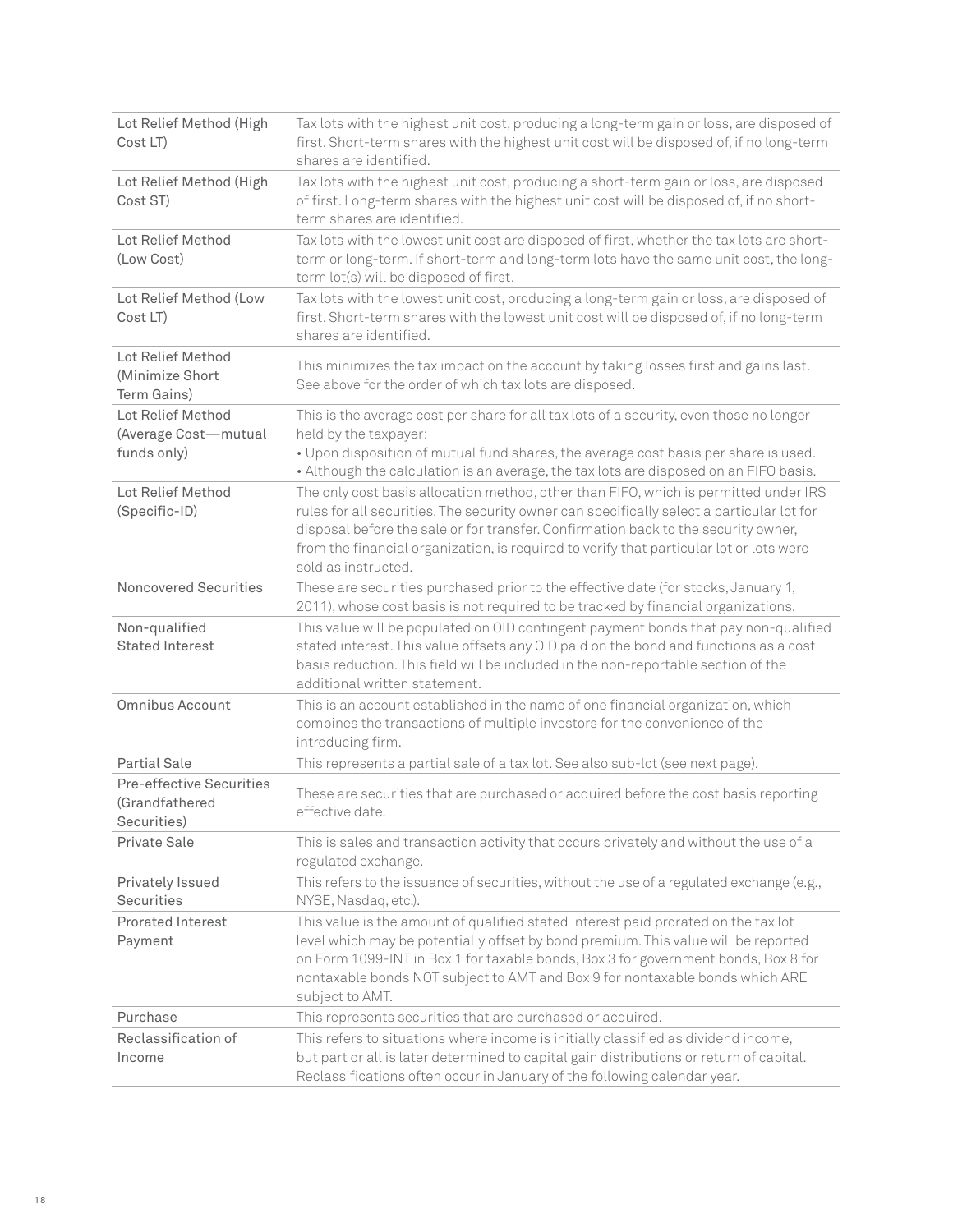| | |
|---|---|
| Lot Relief Method (High Cost LT) | Tax lots with the highest unit cost, producing a long-term gain or loss, are disposed of first. Short-term shares with the highest unit cost will be disposed of, if no long-term shares are identified. |
| Lot Relief Method (High Cost ST) | Tax lots with the highest unit cost, producing a short-term gain or loss, are disposed of first. Long-term shares with the highest unit cost will be disposed of, if no short-term shares are identified. |
| Lot Relief Method (Low Cost) | Tax lots with the lowest unit cost are disposed of first, whether the tax lots are short-term or long-term. If short-term and long-term lots have the same unit cost, the long-term lot(s) will be disposed of first. |
| Lot Relief Method (Low Cost LT) | Tax lots with the lowest unit cost, producing a long-term gain or loss, are disposed of first. Short-term shares with the lowest unit cost will be disposed of, if no long-term shares are identified. |
| Lot Relief Method (Minimize Short Term Gains) | This minimizes the tax impact on the account by taking losses first and gains last. See above for the order of which tax lots are disposed. |
| Lot Relief Method (Average Cost—mutual funds only) | This is the average cost per share for all tax lots of a security, even those no longer held by the taxpayer:<br>• Upon disposition of mutual fund shares, the average cost basis per share is used.<br>• Although the calculation is an average, the tax lots are disposed on an FIFO basis. |
| Lot Relief Method (Specific-ID) | The only cost basis allocation method, other than FIFO, which is permitted under IRS rules for all securities. The security owner can specifically select a particular lot for disposal before the sale or for transfer. Confirmation back to the security owner, from the financial organization, is required to verify that particular lot or lots were sold as instructed. |
| Noncovered Securities | These are securities purchased prior to the effective date (for stocks, January 1, 2011), whose cost basis is not required to be tracked by financial organizations. |
| Non-qualified Stated Interest | This value will be populated on OID contingent payment bonds that pay non-qualified stated interest. This value offsets any OID paid on the bond and functions as a cost basis reduction. This field will be included in the non-reportable section of the additional written statement. |
| Omnibus Account | This is an account established in the name of one financial organization, which combines the transactions of multiple investors for the convenience of the introducing firm. |
| Partial Sale | This represents a partial sale of a tax lot. See also sub-lot (see next page). |
| Pre-effective Securities (Grandfathered Securities) | These are securities that are purchased or acquired before the cost basis reporting effective date. |
| Private Sale | This is sales and transaction activity that occurs privately and without the use of a regulated exchange. |
| Privately Issued Securities | This refers to the issuance of securities, without the use of a regulated exchange (e.g., NYSE, Nasdaq, etc.). |
| Prorated Interest Payment | This value is the amount of qualified stated interest paid prorated on the tax lot level which may be potentially offset by bond premium. This value will be reported on Form 1099-INT in Box 1 for taxable bonds, Box 3 for government bonds, Box 8 for nontaxable bonds NOT subject to AMT and Box 9 for nontaxable bonds which ARE subject to AMT. |
| Purchase | This represents securities that are purchased or acquired. |
| Reclassification of Income | This refers to situations where income is initially classified as dividend income, but part or all is later determined to capital gain distributions or return of capital. Reclassifications often occur in January of the following calendar year. |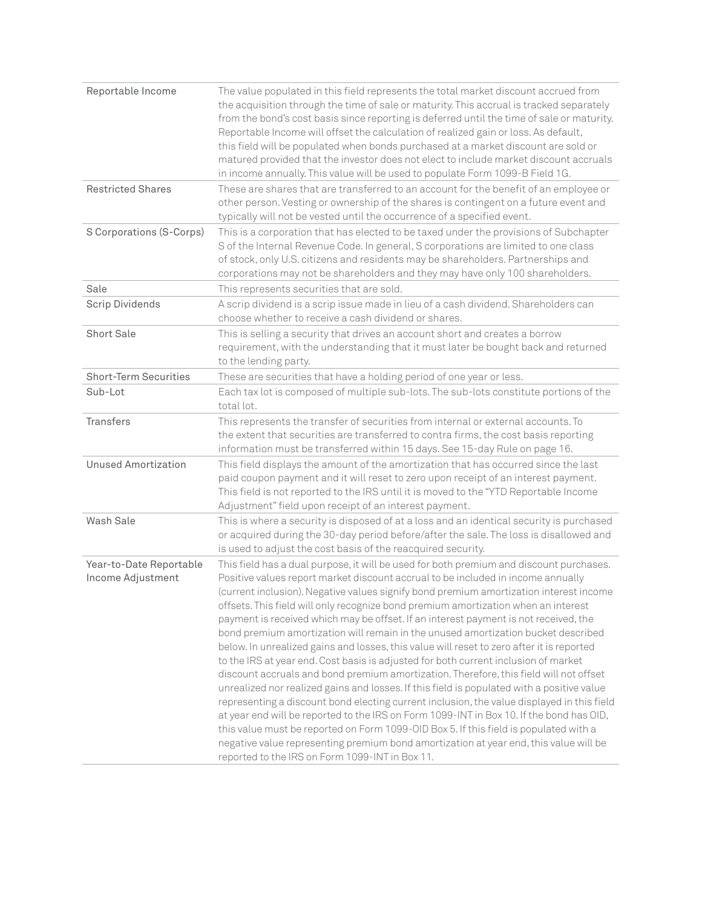| | |
|---|---|
| Reportable Income | The value populated in this field represents the total market discount accrued from the acquisition through the time of sale or maturity. This accrual is tracked separately from the bond's cost basis since reporting is deferred until the time of sale or maturity. Reportable Income will offset the calculation of realized gain or loss. As default, this field will be populated when bonds purchased at a market discount are sold or matured provided that the investor does not elect to include market discount accruals in income annually. This value will be used to populate Form 1099-B Field 1G. |
| Restricted Shares | These are shares that are transferred to an account for the benefit of an employee or other person. Vesting or ownership of the shares is contingent on a future event and typically will not be vested until the occurrence of a specified event. |
| S Corporations (S-Corps) | This is a corporation that has elected to be taxed under the provisions of Subchapter S of the Internal Revenue Code. In general, S corporations are limited to one class of stock, only U.S. citizens and residents may be shareholders. Partnerships and corporations may not be shareholders and they may have only 100 shareholders. |
| Sale | This represents securities that are sold. |
| Scrip Dividends | A scrip dividend is a scrip issue made in lieu of a cash dividend. Shareholders can choose whether to receive a cash dividend or shares. |
| Short Sale | This is selling a security that drives an account short and creates a borrow requirement, with the understanding that it must later be bought back and returned to the lending party. |
| Short-Term Securities | These are securities that have a holding period of one year or less. |
| Sub-Lot | Each tax lot is composed of multiple sub-lots. The sub-lots constitute portions of the total lot. |
| Transfers | This represents the transfer of securities from internal or external accounts. To the extent that securities are transferred to contra firms, the cost basis reporting information must be transferred within 15 days. See 15-day Rule on page 16. |
| Unused Amortization | This field displays the amount of the amortization that has occurred since the last paid coupon payment and it will reset to zero upon receipt of an interest payment. This field is not reported to the IRS until it is moved to the "YTD Reportable Income Adjustment" field upon receipt of an interest payment. |
| Wash Sale | This is where a security is disposed of at a loss and an identical security is purchased or acquired during the 30-day period before/after the sale. The loss is disallowed and is used to adjust the cost basis of the reacquired security. |
| Year-to-Date Reportable Income Adjustment | This field has a dual purpose, it will be used for both premium and discount purchases. Positive values report market discount accrual to be included in income annually (current inclusion). Negative values signify bond premium amortization interest income offsets. This field will only recognize bond premium amortization when an interest payment is received which may be offset. If an interest payment is not received, the bond premium amortization will remain in the unused amortization bucket described below. In unrealized gains and losses, this value will reset to zero after it is reported to the IRS at year end. Cost basis is adjusted for both current inclusion of market discount accruals and bond premium amortization. Therefore, this field will not offset unrealized nor realized gains and losses. If this field is populated with a positive value representing a discount bond electing current inclusion, the value displayed in this field at year end will be reported to the IRS on Form 1099-INT in Box 10. If the bond has OID, this value must be reported on Form 1099-OID Box 5. If this field is populated with a negative value representing premium bond amortization at year end, this value will be reported to the IRS on Form 1099-INT in Box 11. |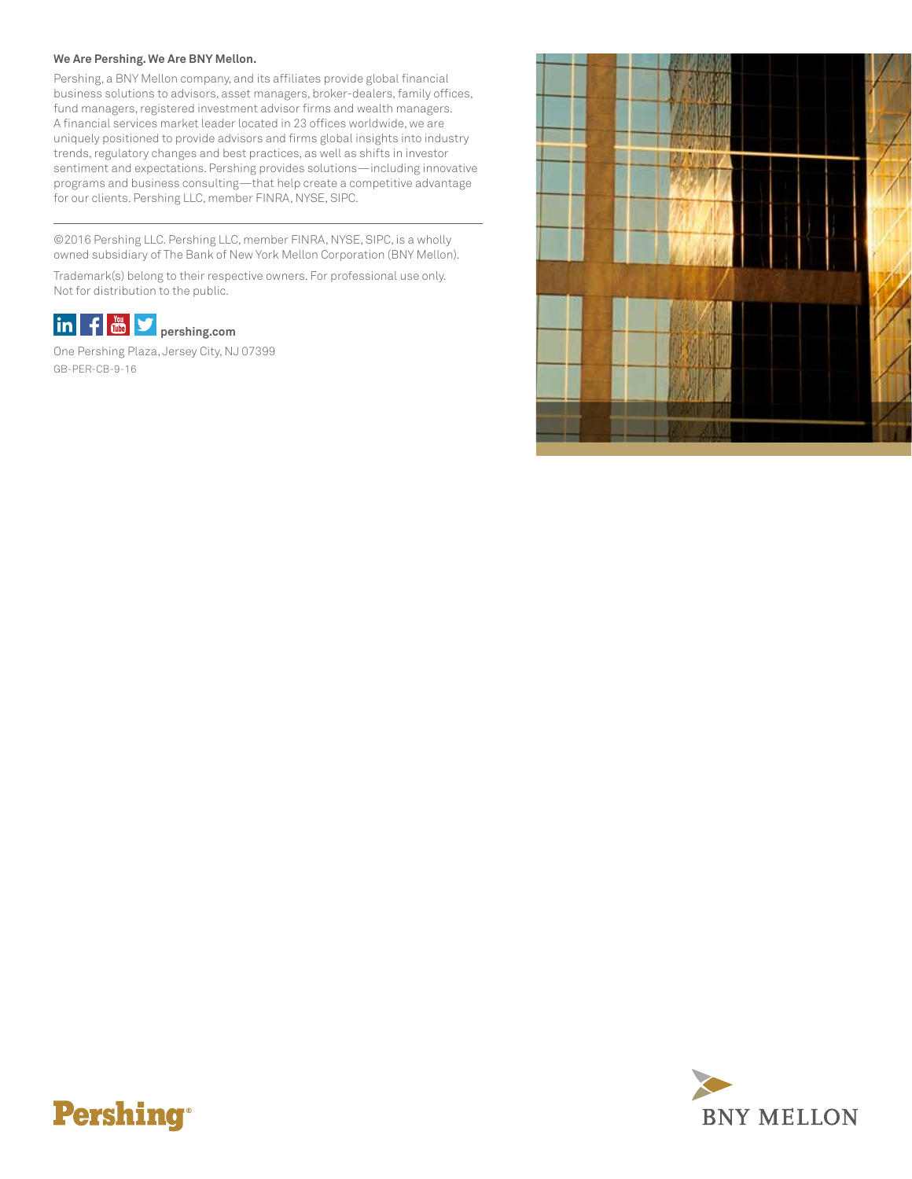**We Are Pershing. We Are BNY Mellon.**

Pershing, a BNY Mellon company, and its affiliates provide global financial business solutions to advisors, asset managers, broker-dealers, family offices, fund managers, registered investment advisor firms and wealth managers. A financial services market leader located in 23 offices worldwide, we are uniquely positioned to provide advisors and firms global insights into industry trends, regulatory changes and best practices, as well as shifts in investor sentiment and expectations. Pershing provides solutions—including innovative programs and business consulting—that help create a competitive advantage for our clients. Pershing LLC, member FINRA, NYSE, SIPC.

---

©2016 Pershing LLC. Pershing LLC, member FINRA, NYSE, SIPC, is a wholly owned subsidiary of The Bank of New York Mellon Corporation (BNY Mellon).

Trademark(s) belong to their respective owners. For professional use only. Not for distribution to the public.

**pershing.com**

One Pershing Plaza, Jersey City, NJ 07399

GB-PER-CB-9-16

Pershing

BNY MELLON